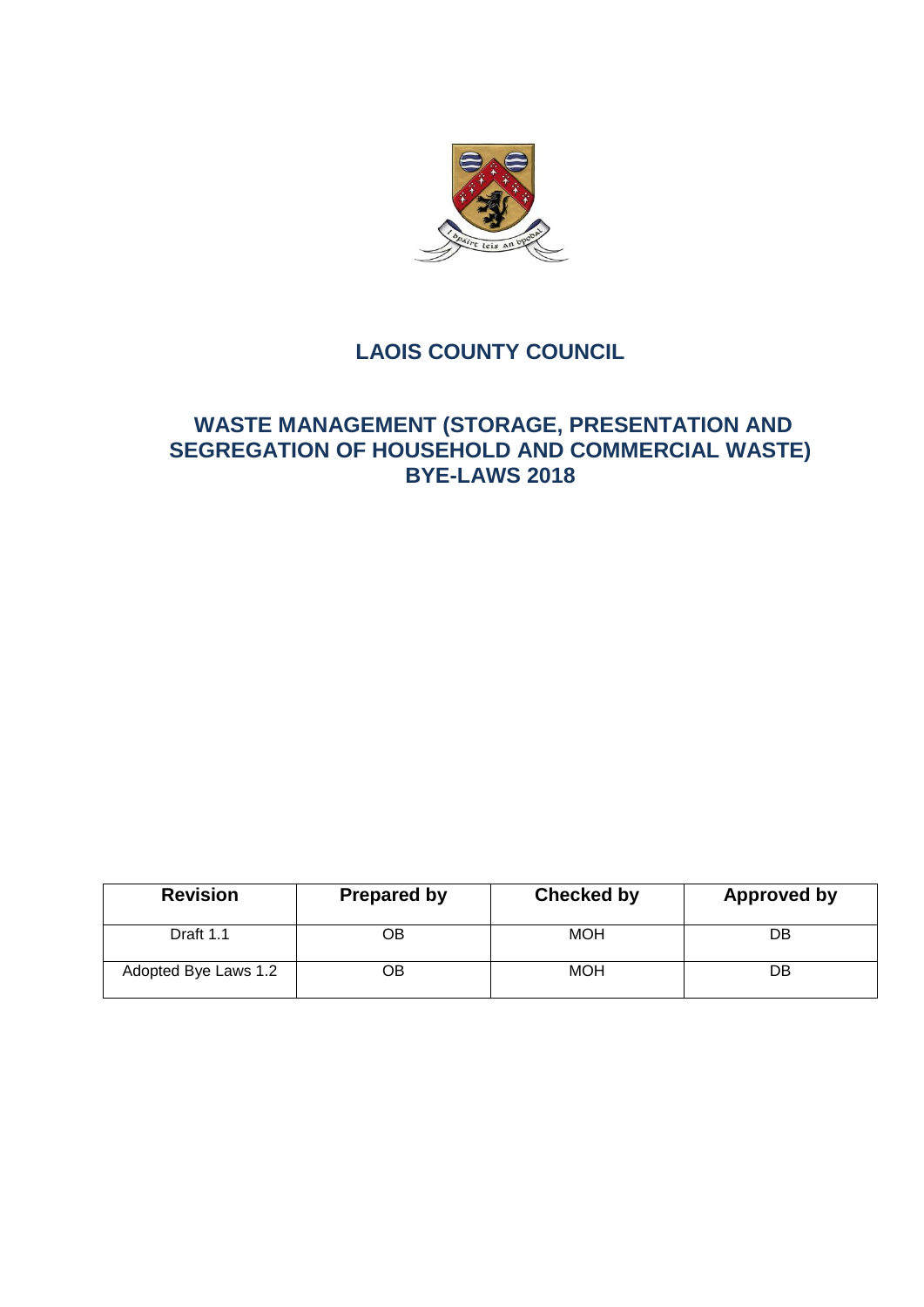# LAOIS COUNTY COUNCIL

## WASTE MANAGEMENT (STORAGE, PRESENTATION AND SEGREGATION OF HOUSEHOLD AND COMMERCIAL WASTE) BYE-LAWS 2018

| Revision | Prepared by | Checked by | Approved by |
|---|---|---|---|
| Draft 1.1 | OB | MOH | DB |
| Adopted Bye Laws 1.2 | OB | MOH | DB |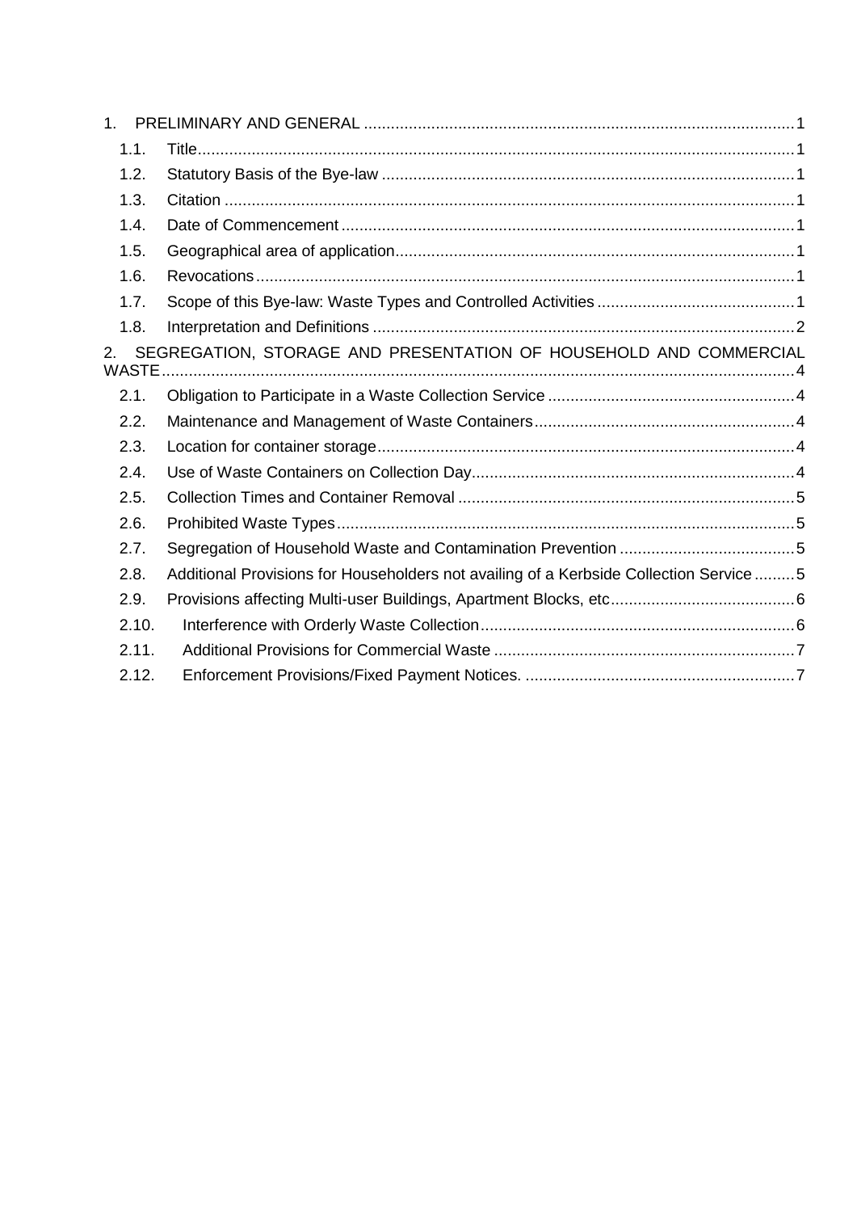1. PRELIMINARY AND GENERAL ........ 1
   - 1.1. Title ........ 1
   - 1.2. Statutory Basis of the Bye-law ........ 1
   - 1.3. Citation ........ 1
   - 1.4. Date of Commencement ........ 1
   - 1.5. Geographical area of application ........ 1
   - 1.6. Revocations ........ 1
   - 1.7. Scope of this Bye-law: Waste Types and Controlled Activities ........ 1
   - 1.8. Interpretation and Definitions ........ 2

2. SEGREGATION, STORAGE AND PRESENTATION OF HOUSEHOLD AND COMMERCIAL WASTE ........ 4
   - 2.1. Obligation to Participate in a Waste Collection Service ........ 4
   - 2.2. Maintenance and Management of Waste Containers ........ 4
   - 2.3. Location for container storage ........ 4
   - 2.4. Use of Waste Containers on Collection Day ........ 4
   - 2.5. Collection Times and Container Removal ........ 5
   - 2.6. Prohibited Waste Types ........ 5
   - 2.7. Segregation of Household Waste and Contamination Prevention ........ 5
   - 2.8. Additional Provisions for Householders not availing of a Kerbside Collection Service ........ 5
   - 2.9. Provisions affecting Multi-user Buildings, Apartment Blocks, etc ........ 6
   - 2.10. Interference with Orderly Waste Collection ........ 6
   - 2.11. Additional Provisions for Commercial Waste ........ 7
   - 2.12. Enforcement Provisions/Fixed Payment Notices. ........ 7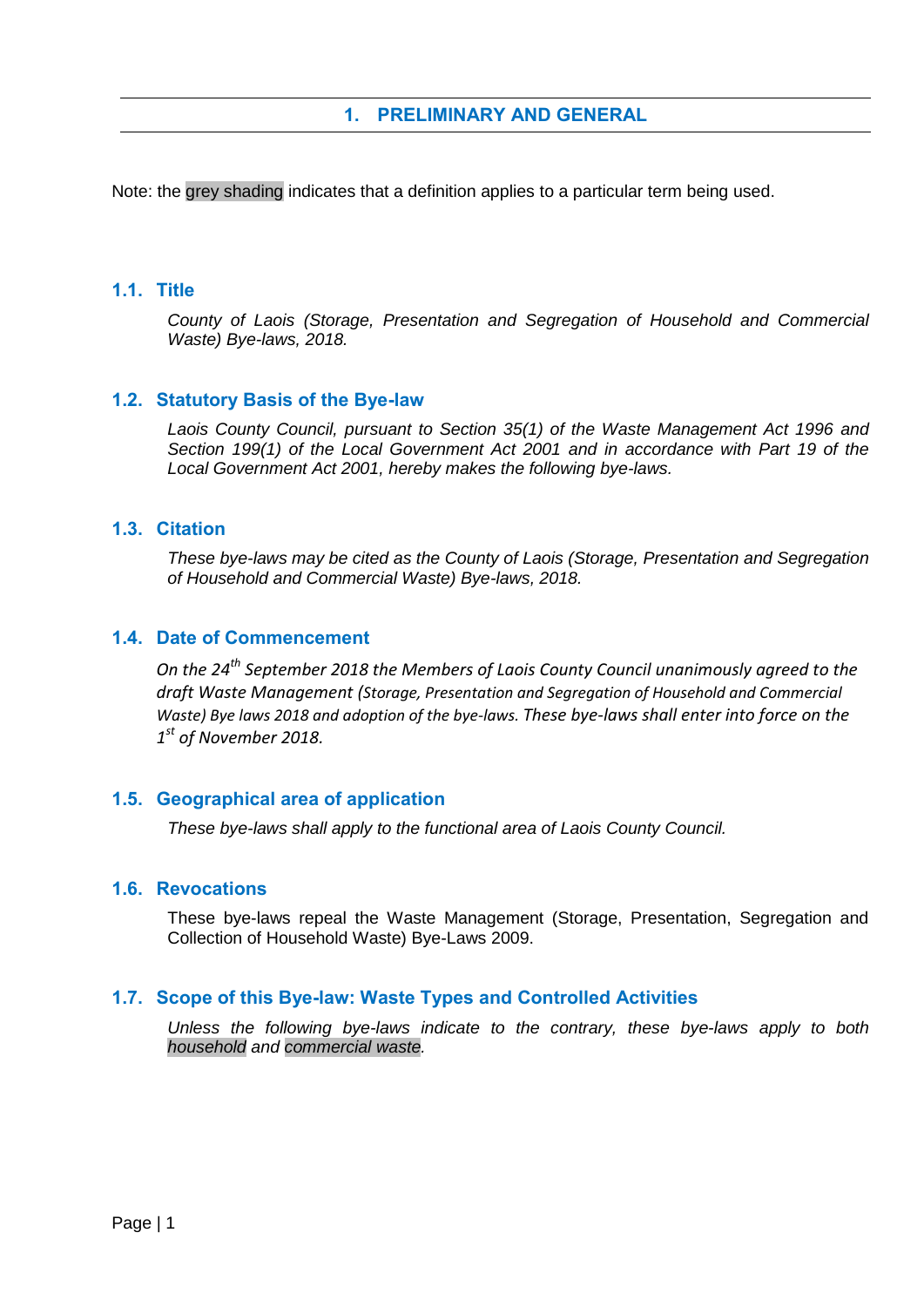# 1. PRELIMINARY AND GENERAL

Note: the grey shading indicates that a definition applies to a particular term being used.

## 1.1. Title

*County of Laois (Storage, Presentation and Segregation of Household and Commercial Waste) Bye-laws, 2018.*

## 1.2. Statutory Basis of the Bye-law

*Laois County Council, pursuant to Section 35(1) of the Waste Management Act 1996 and Section 199(1) of the Local Government Act 2001 and in accordance with Part 19 of the Local Government Act 2001, hereby makes the following bye-laws.*

## 1.3. Citation

*These bye-laws may be cited as the County of Laois (Storage, Presentation and Segregation of Household and Commercial Waste) Bye-laws, 2018.*

## 1.4. Date of Commencement

*On the 24th September 2018 the Members of Laois County Council unanimously agreed to the draft Waste Management (Storage, Presentation and Segregation of Household and Commercial Waste) Bye laws 2018 and adoption of the bye-laws. These bye-laws shall enter into force on the 1st of November 2018.*

## 1.5. Geographical area of application

*These bye-laws shall apply to the functional area of Laois County Council.*

## 1.6. Revocations

These bye-laws repeal the Waste Management (Storage, Presentation, Segregation and Collection of Household Waste) Bye-Laws 2009.

## 1.7. Scope of this Bye-law: Waste Types and Controlled Activities

*Unless the following bye-laws indicate to the contrary, these bye-laws apply to both household and commercial waste.*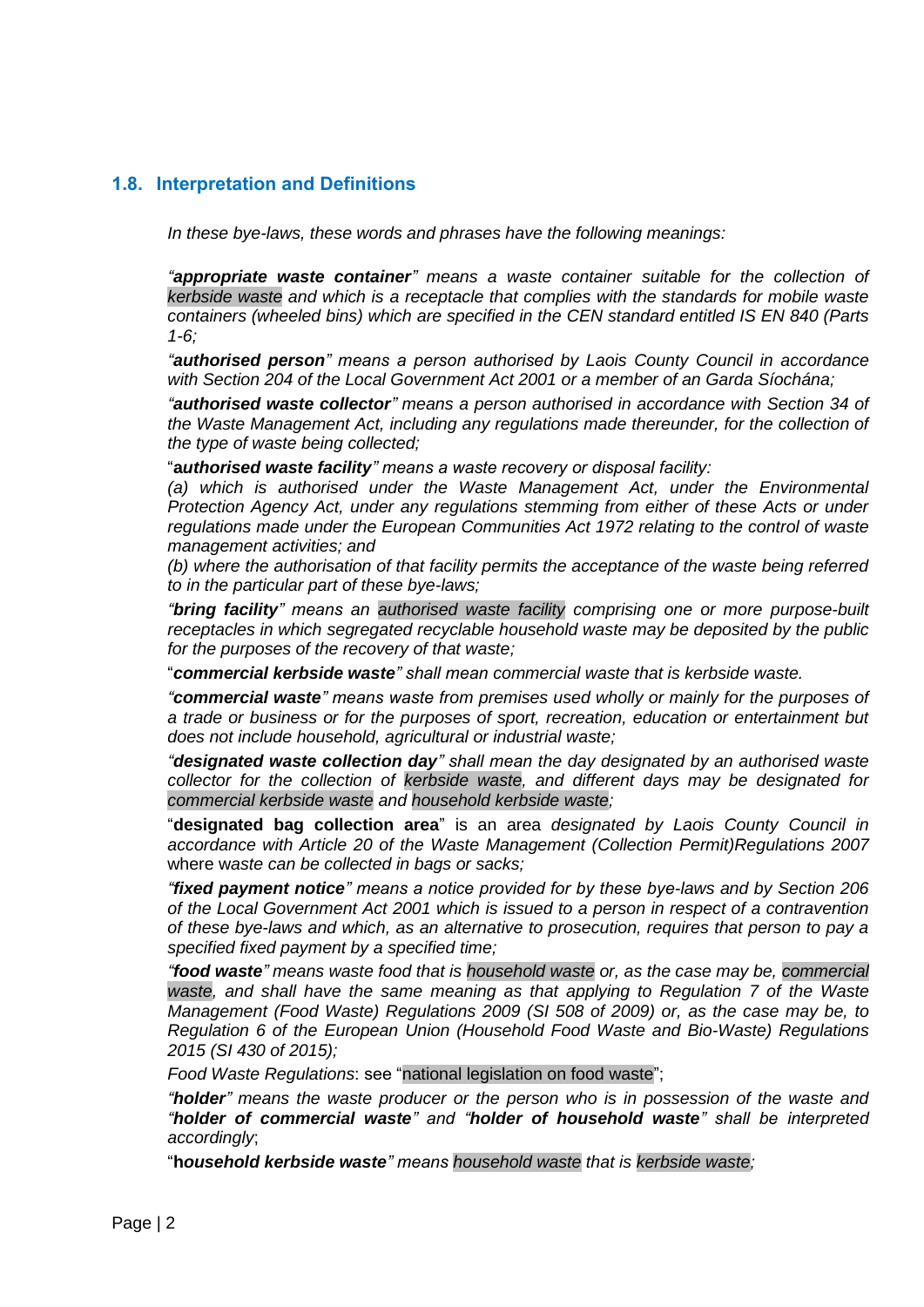## 1.8. Interpretation and Definitions

*In these bye-laws, these words and phrases have the following meanings:*

*"**appropriate waste container**" means a waste container suitable for the collection of kerbside waste and which is a receptacle that complies with the standards for mobile waste containers (wheeled bins) which are specified in the CEN standard entitled IS EN 840 (Parts 1-6;*

*"**authorised person**" means a person authorised by Laois County Council in accordance with Section 204 of the Local Government Act 2001 or a member of an Garda Síochána;*

*"**authorised waste collector**" means a person authorised in accordance with Section 34 of the Waste Management Act, including any regulations made thereunder, for the collection of the type of waste being collected;*

"**authorised waste facility**" *means a waste recovery or disposal facility:*

*(a) which is authorised under the Waste Management Act, under the Environmental Protection Agency Act, under any regulations stemming from either of these Acts or under regulations made under the European Communities Act 1972 relating to the control of waste management activities; and*

*(b) where the authorisation of that facility permits the acceptance of the waste being referred to in the particular part of these bye-laws;*

*"**bring facility**" means an authorised waste facility comprising one or more purpose-built receptacles in which segregated recyclable household waste may be deposited by the public for the purposes of the recovery of that waste;*

"***commercial kerbside waste***" *shall mean commercial waste that is kerbside waste.*

*"**commercial waste**" means waste from premises used wholly or mainly for the purposes of a trade or business or for the purposes of sport, recreation, education or entertainment but does not include household, agricultural or industrial waste;*

*"**designated waste collection day**" shall mean the day designated by an authorised waste collector for the collection of kerbside waste, and different days may be designated for commercial kerbside waste and household kerbside waste;*

"**designated bag collection area**" is an area *designated by Laois County Council in accordance with Article 20 of the Waste Management (Collection Permit)Regulations 2007* where w*aste can be collected in bags or sacks;*

*"**fixed payment notice**" means a notice provided for by these bye-laws and by Section 206 of the Local Government Act 2001 which is issued to a person in respect of a contravention of these bye-laws and which, as an alternative to prosecution, requires that person to pay a specified fixed payment by a specified time;*

*"**food waste**" means waste food that is household waste or, as the case may be, commercial waste, and shall have the same meaning as that applying to Regulation 7 of the Waste Management (Food Waste) Regulations 2009 (SI 508 of 2009) or, as the case may be, to Regulation 6 of the European Union (Household Food Waste and Bio-Waste) Regulations 2015 (SI 430 of 2015);*

Food Waste Regulations: see "national legislation on food waste";

*"**holder**" means the waste producer or the person who is in possession of the waste and "**holder of commercial waste**" and "**holder of household waste**" shall be interpreted accordingly*;

"**h*ousehold kerbside waste***" *means household waste that is kerbside waste;*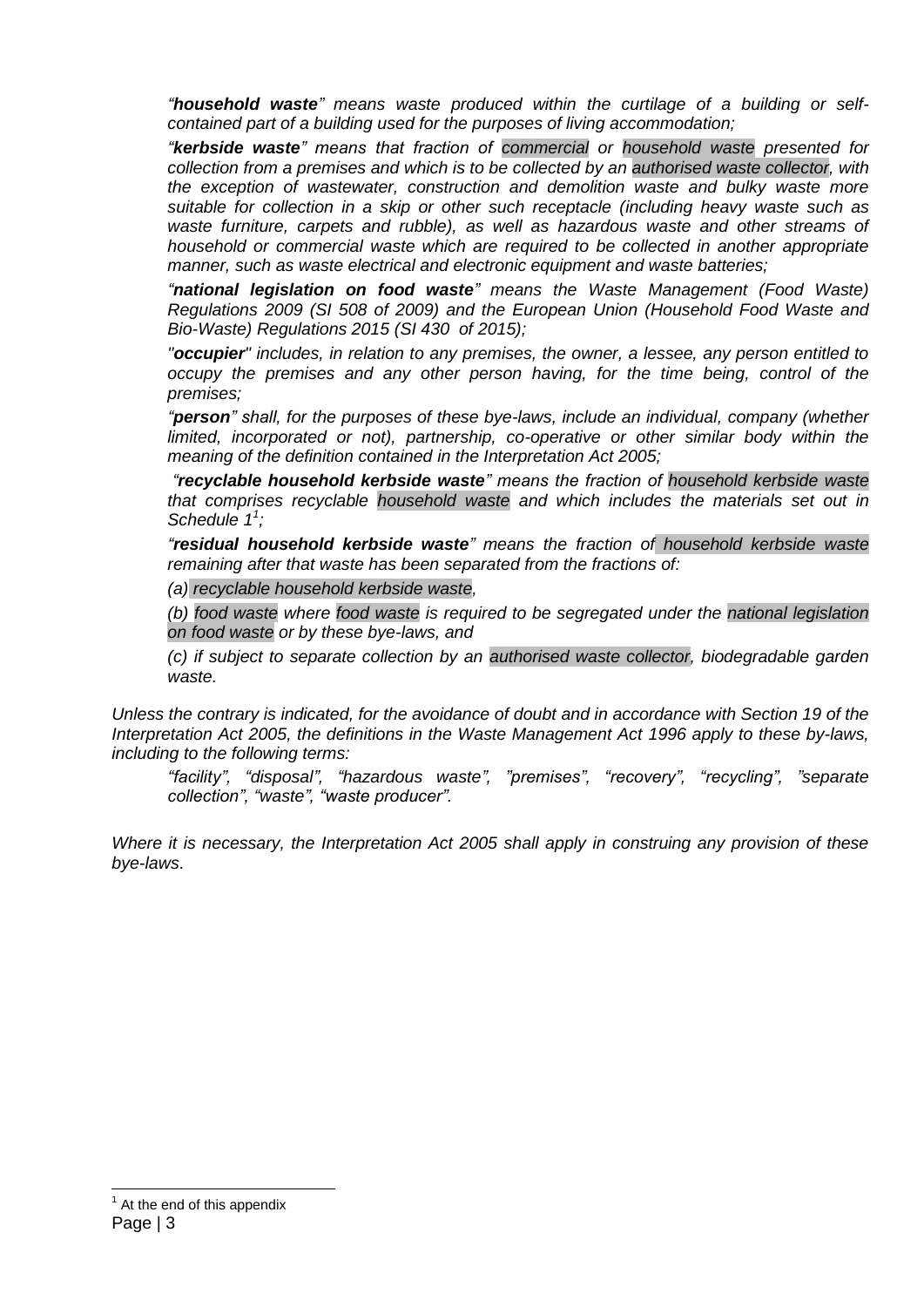*"**household waste**" means waste produced within the curtilage of a building or self-contained part of a building used for the purposes of living accommodation;*

*"**kerbside waste**" means that fraction of commercial or household waste presented for collection from a premises and which is to be collected by an authorised waste collector, with the exception of wastewater, construction and demolition waste and bulky waste more suitable for collection in a skip or other such receptacle (including heavy waste such as waste furniture, carpets and rubble), as well as hazardous waste and other streams of household or commercial waste which are required to be collected in another appropriate manner, such as waste electrical and electronic equipment and waste batteries;*

*"**national legislation on food waste**" means the Waste Management (Food Waste) Regulations 2009 (SI 508 of 2009) and the European Union (Household Food Waste and Bio-Waste) Regulations 2015 (SI 430 of 2015);*

*"**occupier**" includes, in relation to any premises, the owner, a lessee, any person entitled to occupy the premises and any other person having, for the time being, control of the premises;*

*"**person**" shall, for the purposes of these bye-laws, include an individual, company (whether limited, incorporated or not), partnership, co-operative or other similar body within the meaning of the definition contained in the Interpretation Act 2005;*

*"**recyclable household kerbside waste**" means the fraction of household kerbside waste that comprises recyclable household waste and which includes the materials set out in Schedule 1[1];*

*"**residual household kerbside waste**" means the fraction of household kerbside waste remaining after that waste has been separated from the fractions of:*

*(a) recyclable household kerbside waste,*

*(b) food waste where food waste is required to be segregated under the national legislation on food waste or by these bye-laws, and*

*(c) if subject to separate collection by an authorised waste collector, biodegradable garden waste.*

*Unless the contrary is indicated, for the avoidance of doubt and in accordance with Section 19 of the Interpretation Act 2005, the definitions in the Waste Management Act 1996 apply to these by-laws, including to the following terms:*

*"facility", "disposal", "hazardous waste", "premises", "recovery", "recycling", "separate collection", "waste", "waste producer".*

*Where it is necessary, the Interpretation Act 2005 shall apply in construing any provision of these bye-laws.*

[1] At the end of this appendix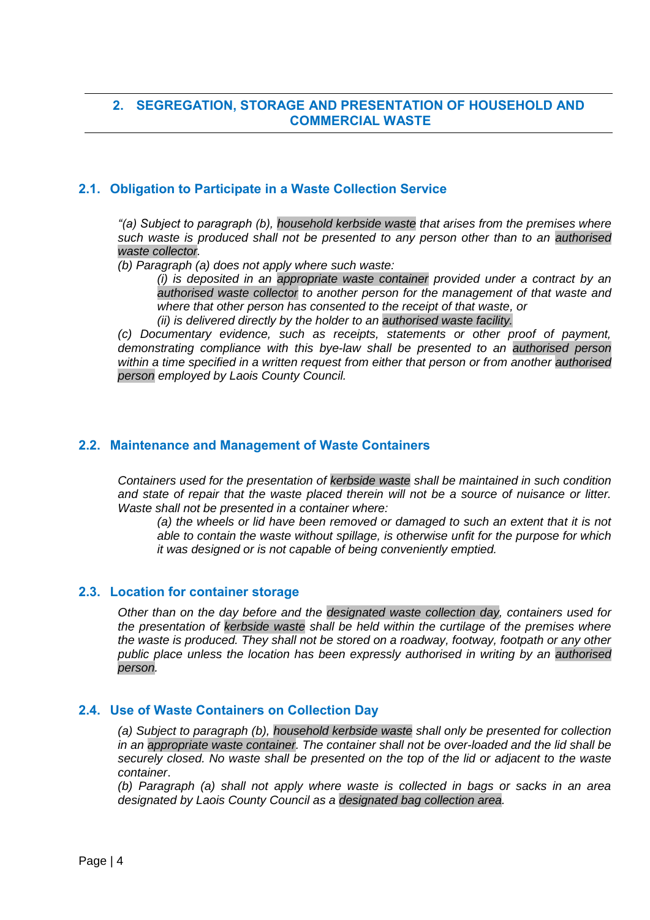## 2. SEGREGATION, STORAGE AND PRESENTATION OF HOUSEHOLD AND COMMERCIAL WASTE

### 2.1. Obligation to Participate in a Waste Collection Service

*"(a) Subject to paragraph (b), household kerbside waste that arises from the premises where such waste is produced shall not be presented to any person other than to an authorised waste collector.*

*(b) Paragraph (a) does not apply where such waste:*

> *(i) is deposited in an appropriate waste container provided under a contract by an authorised waste collector to another person for the management of that waste and where that other person has consented to the receipt of that waste, or*
>
> *(ii) is delivered directly by the holder to an authorised waste facility.*

*(c) Documentary evidence, such as receipts, statements or other proof of payment, demonstrating compliance with this bye-law shall be presented to an authorised person within a time specified in a written request from either that person or from another authorised person employed by Laois County Council.*

### 2.2. Maintenance and Management of Waste Containers

*Containers used for the presentation of kerbside waste shall be maintained in such condition and state of repair that the waste placed therein will not be a source of nuisance or litter. Waste shall not be presented in a container where:*

> *(a) the wheels or lid have been removed or damaged to such an extent that it is not able to contain the waste without spillage, is otherwise unfit for the purpose for which it was designed or is not capable of being conveniently emptied.*

### 2.3. Location for container storage

*Other than on the day before and the designated waste collection day, containers used for the presentation of kerbside waste shall be held within the curtilage of the premises where the waste is produced. They shall not be stored on a roadway, footway, footpath or any other public place unless the location has been expressly authorised in writing by an authorised person.*

### 2.4. Use of Waste Containers on Collection Day

*(a) Subject to paragraph (b), household kerbside waste shall only be presented for collection in an appropriate waste container. The container shall not be over-loaded and the lid shall be securely closed. No waste shall be presented on the top of the lid or adjacent to the waste container.*

*(b) Paragraph (a) shall not apply where waste is collected in bags or sacks in an area designated by Laois County Council as a designated bag collection area.*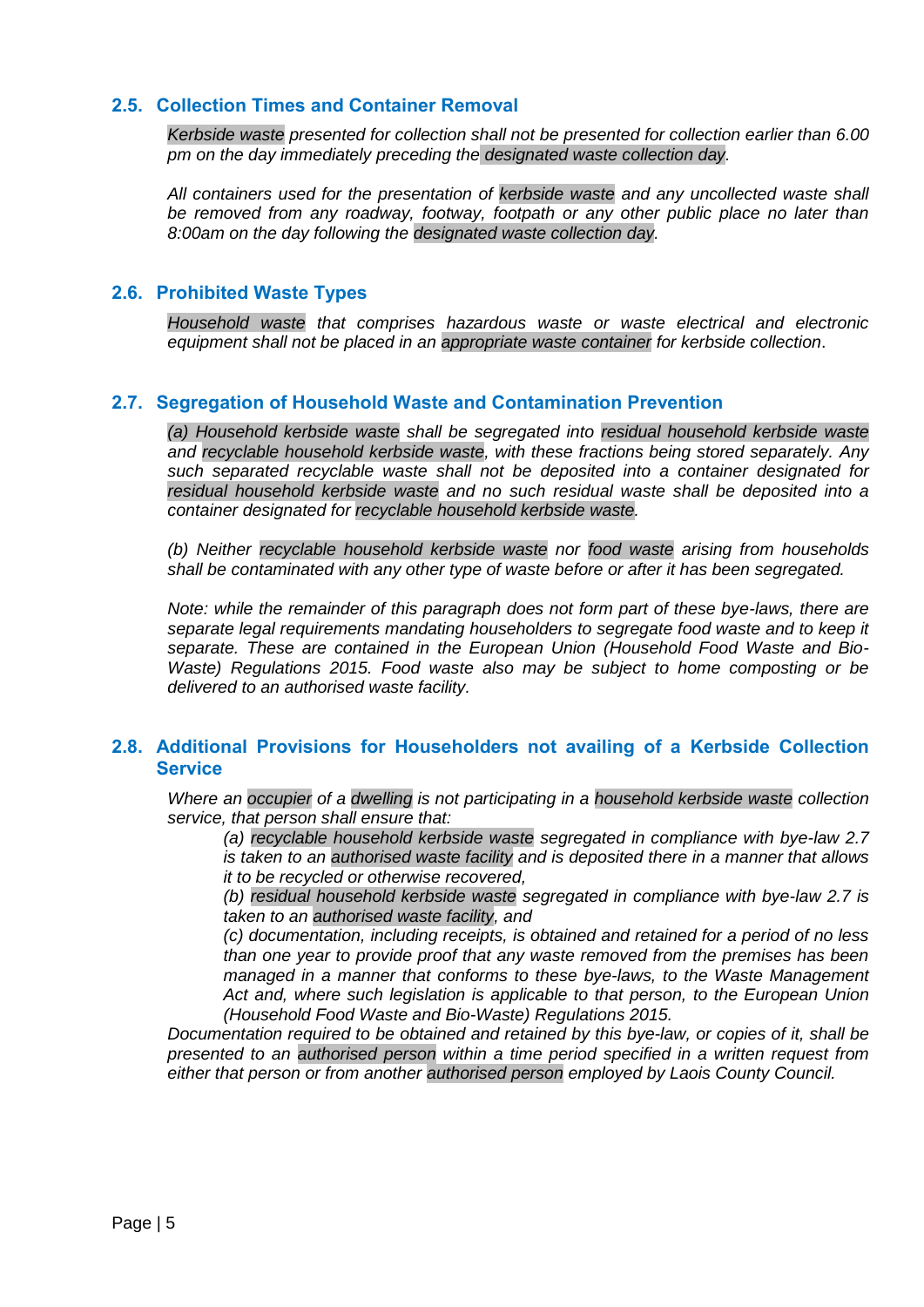### 2.5. Collection Times and Container Removal

*Kerbside waste presented for collection shall not be presented for collection earlier than 6.00 pm on the day immediately preceding the designated waste collection day.*

*All containers used for the presentation of kerbside waste and any uncollected waste shall be removed from any roadway, footway, footpath or any other public place no later than 8:00am on the day following the designated waste collection day.*

### 2.6. Prohibited Waste Types

*Household waste that comprises hazardous waste or waste electrical and electronic equipment shall not be placed in an appropriate waste container for kerbside collection*.

### 2.7. Segregation of Household Waste and Contamination Prevention

*(a) Household kerbside waste shall be segregated into residual household kerbside waste and recyclable household kerbside waste, with these fractions being stored separately. Any such separated recyclable waste shall not be deposited into a container designated for residual household kerbside waste and no such residual waste shall be deposited into a container designated for recyclable household kerbside waste.*

*(b) Neither recyclable household kerbside waste nor food waste arising from households shall be contaminated with any other type of waste before or after it has been segregated.*

*Note: while the remainder of this paragraph does not form part of these bye-laws, there are separate legal requirements mandating householders to segregate food waste and to keep it separate. These are contained in the European Union (Household Food Waste and Bio-Waste) Regulations 2015. Food waste also may be subject to home composting or be delivered to an authorised waste facility.*

### 2.8. Additional Provisions for Householders not availing of a Kerbside Collection Service

*Where an occupier of a dwelling is not participating in a household kerbside waste collection service, that person shall ensure that:*

> *(a) recyclable household kerbside waste segregated in compliance with bye-law 2.7 is taken to an authorised waste facility and is deposited there in a manner that allows it to be recycled or otherwise recovered,*
>
> *(b) residual household kerbside waste segregated in compliance with bye-law 2.7 is taken to an authorised waste facility, and*
>
> *(c) documentation, including receipts, is obtained and retained for a period of no less than one year to provide proof that any waste removed from the premises has been managed in a manner that conforms to these bye-laws, to the Waste Management Act and, where such legislation is applicable to that person, to the European Union (Household Food Waste and Bio-Waste) Regulations 2015.*

*Documentation required to be obtained and retained by this bye-law, or copies of it, shall be presented to an authorised person within a time period specified in a written request from either that person or from another authorised person employed by Laois County Council.*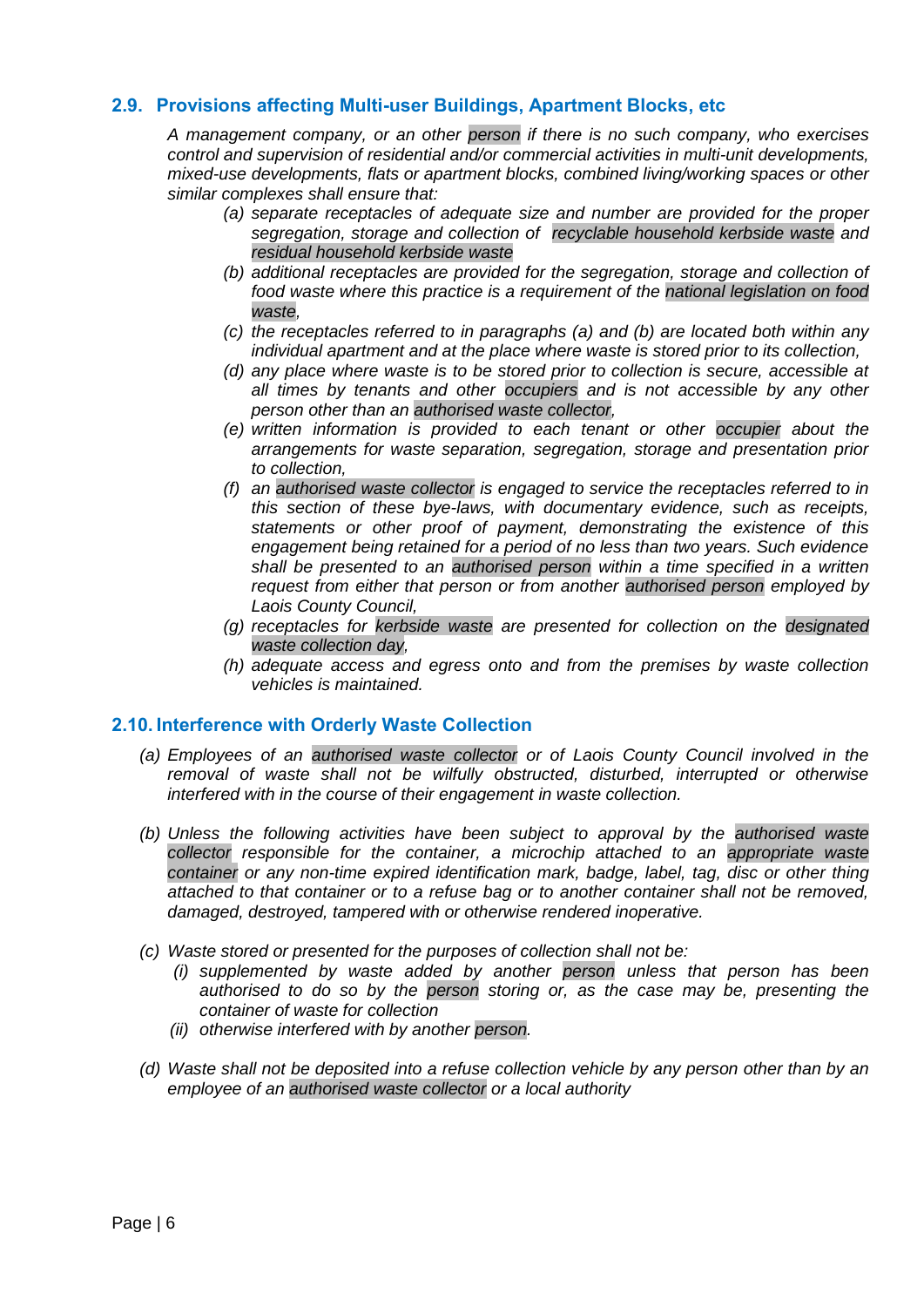## 2.9. Provisions affecting Multi-user Buildings, Apartment Blocks, etc

*A management company, or an other person if there is no such company, who exercises control and supervision of residential and/or commercial activities in multi-unit developments, mixed-use developments, flats or apartment blocks, combined living/working spaces or other similar complexes shall ensure that:*

- *(a) separate receptacles of adequate size and number are provided for the proper segregation, storage and collection of recyclable household kerbside waste and residual household kerbside waste*
- *(b) additional receptacles are provided for the segregation, storage and collection of food waste where this practice is a requirement of the national legislation on food waste,*
- *(c) the receptacles referred to in paragraphs (a) and (b) are located both within any individual apartment and at the place where waste is stored prior to its collection,*
- *(d) any place where waste is to be stored prior to collection is secure, accessible at all times by tenants and other occupiers and is not accessible by any other person other than an authorised waste collector,*
- *(e) written information is provided to each tenant or other occupier about the arrangements for waste separation, segregation, storage and presentation prior to collection,*
- *(f) an authorised waste collector is engaged to service the receptacles referred to in this section of these bye-laws, with documentary evidence, such as receipts, statements or other proof of payment, demonstrating the existence of this engagement being retained for a period of no less than two years. Such evidence shall be presented to an authorised person within a time specified in a written request from either that person or from another authorised person employed by Laois County Council,*
- *(g) receptacles for kerbside waste are presented for collection on the designated waste collection day,*
- *(h) adequate access and egress onto and from the premises by waste collection vehicles is maintained.*

## 2.10. Interference with Orderly Waste Collection

*(a) Employees of an authorised waste collector or of Laois County Council involved in the removal of waste shall not be wilfully obstructed, disturbed, interrupted or otherwise interfered with in the course of their engagement in waste collection.*

*(b) Unless the following activities have been subject to approval by the authorised waste collector responsible for the container, a microchip attached to an appropriate waste container or any non-time expired identification mark, badge, label, tag, disc or other thing attached to that container or to a refuse bag or to another container shall not be removed, damaged, destroyed, tampered with or otherwise rendered inoperative.*

*(c) Waste stored or presented for the purposes of collection shall not be:*

- *(i) supplemented by waste added by another person unless that person has been authorised to do so by the person storing or, as the case may be, presenting the container of waste for collection*
- *(ii) otherwise interfered with by another person.*

*(d) Waste shall not be deposited into a refuse collection vehicle by any person other than by an employee of an authorised waste collector or a local authority*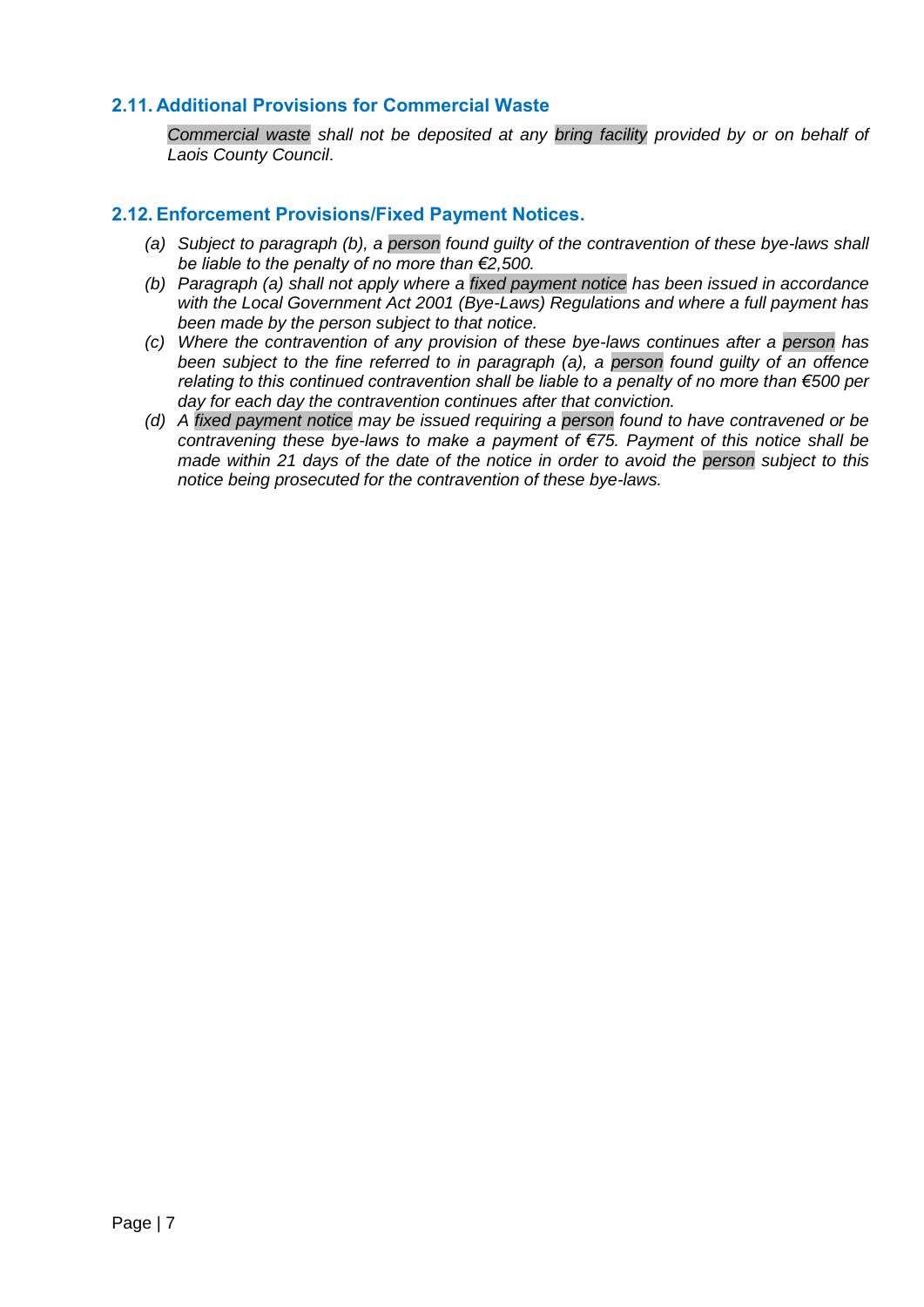## 2.11. Additional Provisions for Commercial Waste

*Commercial waste shall not be deposited at any bring facility provided by or on behalf of Laois County Council.*

## 2.12. Enforcement Provisions/Fixed Payment Notices.

*(a) Subject to paragraph (b), a person found guilty of the contravention of these bye-laws shall be liable to the penalty of no more than €2,500.*

*(b) Paragraph (a) shall not apply where a fixed payment notice has been issued in accordance with the Local Government Act 2001 (Bye-Laws) Regulations and where a full payment has been made by the person subject to that notice.*

*(c) Where the contravention of any provision of these bye-laws continues after a person has been subject to the fine referred to in paragraph (a), a person found guilty of an offence relating to this continued contravention shall be liable to a penalty of no more than €500 per day for each day the contravention continues after that conviction.*

*(d) A fixed payment notice may be issued requiring a person found to have contravened or be contravening these bye-laws to make a payment of €75. Payment of this notice shall be made within 21 days of the date of the notice in order to avoid the person subject to this notice being prosecuted for the contravention of these bye-laws.*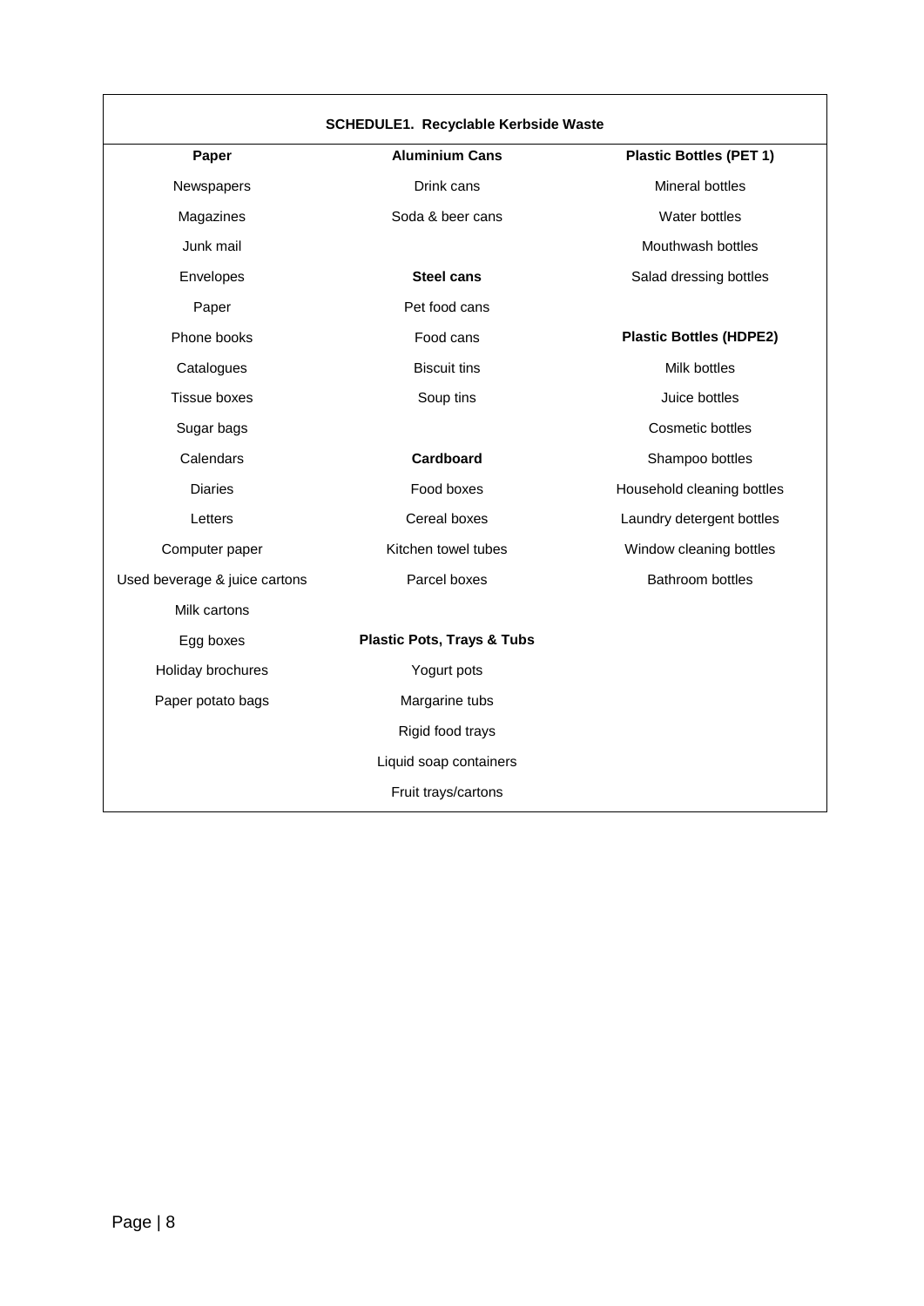| SCHEDULE1. Recyclable Kerbside Waste | | |
|---|---|---|
| **Paper** | **Aluminium Cans** | **Plastic Bottles (PET 1)** |
| Newspapers | Drink cans | Mineral bottles |
| Magazines | Soda & beer cans | Water bottles |
| Junk mail | | Mouthwash bottles |
| Envelopes | **Steel cans** | Salad dressing bottles |
| Paper | Pet food cans | |
| Phone books | Food cans | **Plastic Bottles (HDPE2)** |
| Catalogues | Biscuit tins | Milk bottles |
| Tissue boxes | Soup tins | Juice bottles |
| Sugar bags | | Cosmetic bottles |
| Calendars | **Cardboard** | Shampoo bottles |
| Diaries | Food boxes | Household cleaning bottles |
| Letters | Cereal boxes | Laundry detergent bottles |
| Computer paper | Kitchen towel tubes | Window cleaning bottles |
| Used beverage & juice cartons | Parcel boxes | Bathroom bottles |
| Milk cartons | | |
| Egg boxes | **Plastic Pots, Trays & Tubs** | |
| Holiday brochures | Yogurt pots | |
| Paper potato bags | Margarine tubs | |
| | Rigid food trays | |
| | Liquid soap containers | |
| | Fruit trays/cartons | |